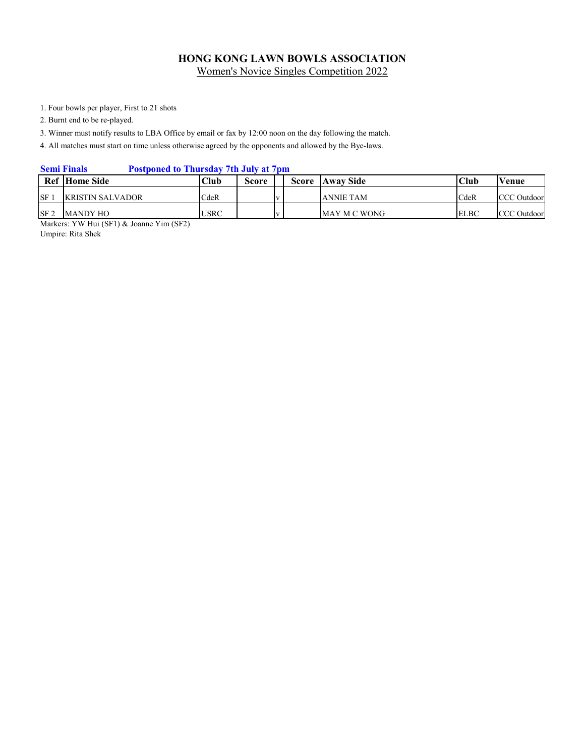# HONG KONG LAWN BOWLS ASSOCIATION

Women's Novice Singles Competition 2022

1. Four bowls per player, First to 21 shots
2. Burnt end to be re-played.
3. Winner must notify results to LBA Office by email or fax by 12:00 noon on the day following the match.
4. All matches must start on time unless otherwise agreed by the opponents and allowed by the Bye-laws.

**Semi Finals** **Postponed to Thursday 7th July at 7pm**

| Ref | Home Side | Club | Score | | Score | Away Side | Club | Venue |
|---|---|---|---|---|---|---|---|---|
| SF 1 | KRISTIN SALVADOR | CdeR | | v | | ANNIE TAM | CdeR | CCC Outdoor |
| SF 2 | MANDY HO | USRC | | v | | MAY M C WONG | ELBC | CCC Outdoor |

Markers: YW Hui (SF1) & Joanne Yim (SF2)

Umpire: Rita Shek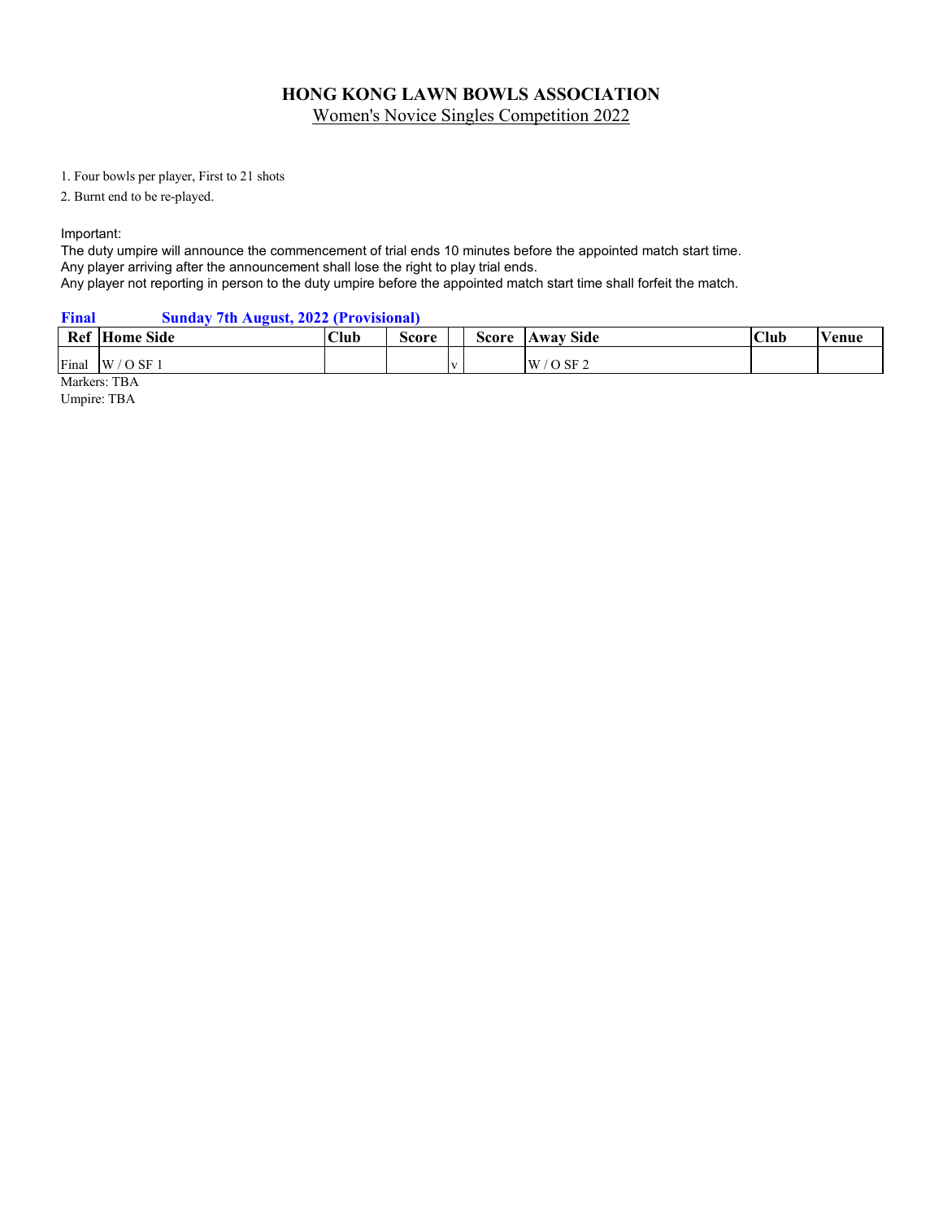# HONG KONG LAWN BOWLS ASSOCIATION

## Women's Novice Singles Competition 2022

1. Four bowls per player, First to 21 shots
2. Burnt end to be re-played.

Important:
The duty umpire will announce the commencement of trial ends 10 minutes before the appointed match start time.
Any player arriving after the announcement shall lose the right to play trial ends.
Any player not reporting in person to the duty umpire before the appointed match start time shall forfeit the match.

**Final** **Sunday 7th August, 2022 (Provisional)**

| Ref | Home Side | Club | Score | | Score | Away Side | Club | Venue |
|---|---|---|---|---|---|---|---|---|
| Final | W / O SF 1 | | | v | | W / O SF 2 | | |

Markers: TBA
Umpire: TBA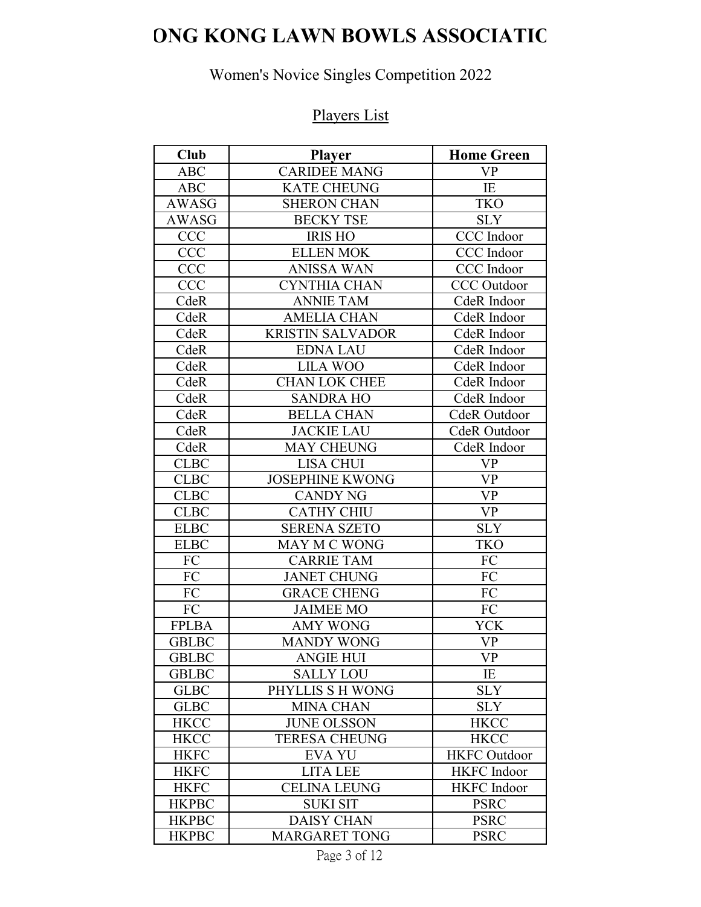# ONG KONG LAWN BOWLS ASSOCIATIC

Women's Novice Singles Competition 2022

Players List

| Club | Player | Home Green |
|---|---|---|
| ABC | CARIDEE MANG | VP |
| ABC | KATE CHEUNG | IE |
| AWASG | SHERON CHAN | TKO |
| AWASG | BECKY TSE | SLY |
| CCC | IRIS HO | CCC Indoor |
| CCC | ELLEN MOK | CCC Indoor |
| CCC | ANISSA WAN | CCC Indoor |
| CCC | CYNTHIA CHAN | CCC Outdoor |
| CdeR | ANNIE TAM | CdeR Indoor |
| CdeR | AMELIA CHAN | CdeR Indoor |
| CdeR | KRISTIN SALVADOR | CdeR Indoor |
| CdeR | EDNA LAU | CdeR Indoor |
| CdeR | LILA WOO | CdeR Indoor |
| CdeR | CHAN LOK CHEE | CdeR Indoor |
| CdeR | SANDRA HO | CdeR Indoor |
| CdeR | BELLA CHAN | CdeR Outdoor |
| CdeR | JACKIE LAU | CdeR Outdoor |
| CdeR | MAY CHEUNG | CdeR Indoor |
| CLBC | LISA CHUI | VP |
| CLBC | JOSEPHINE KWONG | VP |
| CLBC | CANDY NG | VP |
| CLBC | CATHY CHIU | VP |
| ELBC | SERENA SZETO | SLY |
| ELBC | MAY M C WONG | TKO |
| FC | CARRIE TAM | FC |
| FC | JANET CHUNG | FC |
| FC | GRACE CHENG | FC |
| FC | JAIMEE MO | FC |
| FPLBA | AMY WONG | YCK |
| GBLBC | MANDY WONG | VP |
| GBLBC | ANGIE HUI | VP |
| GBLBC | SALLY LOU | IE |
| GLBC | PHYLLIS S H WONG | SLY |
| GLBC | MINA CHAN | SLY |
| HKCC | JUNE OLSSON | HKCC |
| HKCC | TERESA CHEUNG | HKCC |
| HKFC | EVA YU | HKFC Outdoor |
| HKFC | LITA LEE | HKFC Indoor |
| HKFC | CELINA LEUNG | HKFC Indoor |
| HKPBC | SUKI SIT | PSRC |
| HKPBC | DAISY CHAN | PSRC |
| HKPBC | MARGARET TONG | PSRC |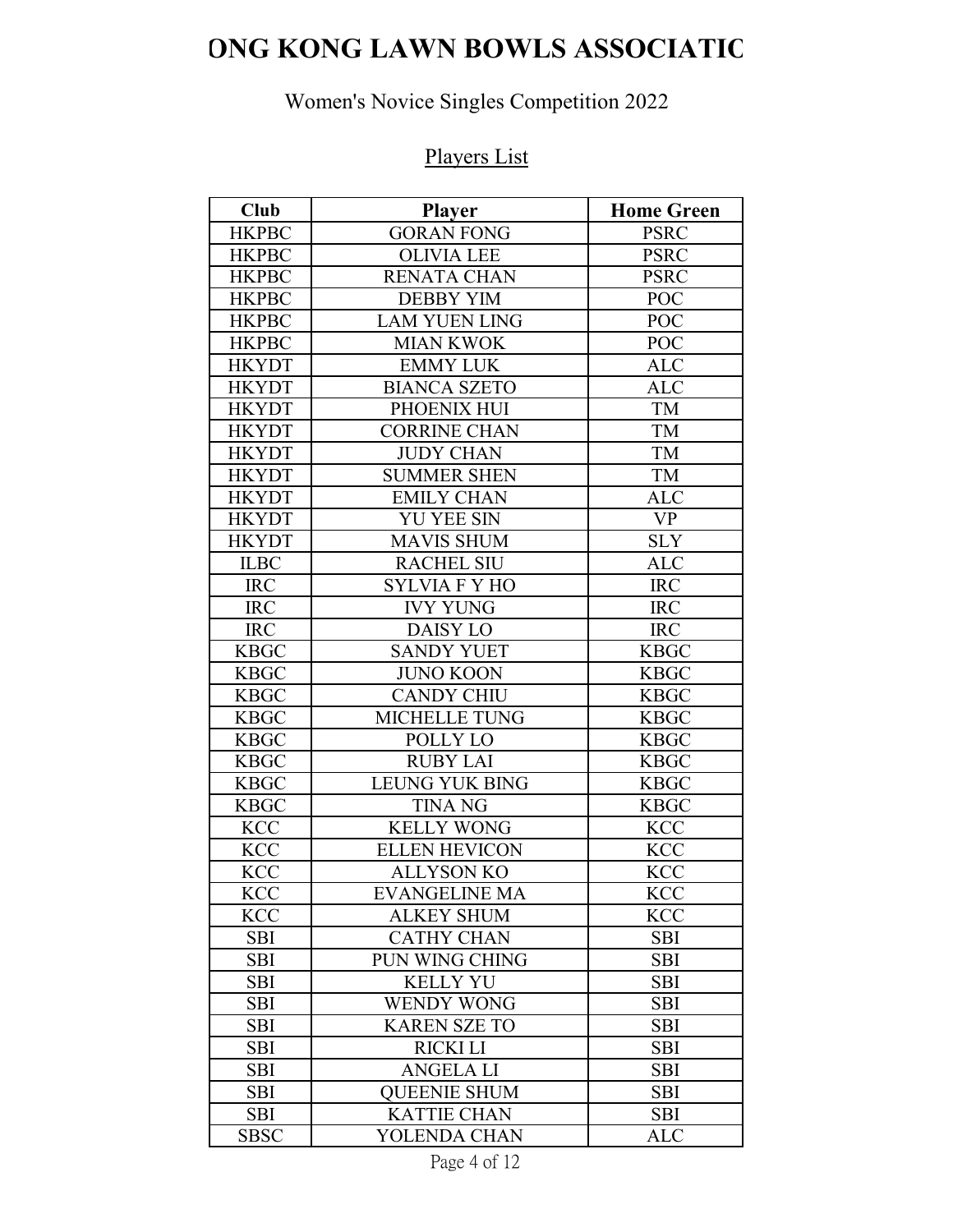# ONG KONG LAWN BOWLS ASSOCIATIC

Women's Novice Singles Competition 2022

Players List

| Club | Player | Home Green |
|---|---|---|
| HKPBC | GORAN FONG | PSRC |
| HKPBC | OLIVIA LEE | PSRC |
| HKPBC | RENATA CHAN | PSRC |
| HKPBC | DEBBY YIM | POC |
| HKPBC | LAM YUEN LING | POC |
| HKPBC | MIAN KWOK | POC |
| HKYDT | EMMY LUK | ALC |
| HKYDT | BIANCA SZETO | ALC |
| HKYDT | PHOENIX HUI | TM |
| HKYDT | CORRINE CHAN | TM |
| HKYDT | JUDY CHAN | TM |
| HKYDT | SUMMER SHEN | TM |
| HKYDT | EMILY CHAN | ALC |
| HKYDT | YU YEE SIN | VP |
| HKYDT | MAVIS SHUM | SLY |
| ILBC | RACHEL SIU | ALC |
| IRC | SYLVIA F Y HO | IRC |
| IRC | IVY YUNG | IRC |
| IRC | DAISY LO | IRC |
| KBGC | SANDY YUET | KBGC |
| KBGC | JUNO KOON | KBGC |
| KBGC | CANDY CHIU | KBGC |
| KBGC | MICHELLE TUNG | KBGC |
| KBGC | POLLY LO | KBGC |
| KBGC | RUBY LAI | KBGC |
| KBGC | LEUNG YUK BING | KBGC |
| KBGC | TINA NG | KBGC |
| KCC | KELLY WONG | KCC |
| KCC | ELLEN HEVICON | KCC |
| KCC | ALLYSON KO | KCC |
| KCC | EVANGELINE MA | KCC |
| KCC | ALKEY SHUM | KCC |
| SBI | CATHY CHAN | SBI |
| SBI | PUN WING CHING | SBI |
| SBI | KELLY YU | SBI |
| SBI | WENDY WONG | SBI |
| SBI | KAREN SZE TO | SBI |
| SBI | RICKI LI | SBI |
| SBI | ANGELA LI | SBI |
| SBI | QUEENIE SHUM | SBI |
| SBI | KATTIE CHAN | SBI |
| SBSC | YOLENDA CHAN | ALC |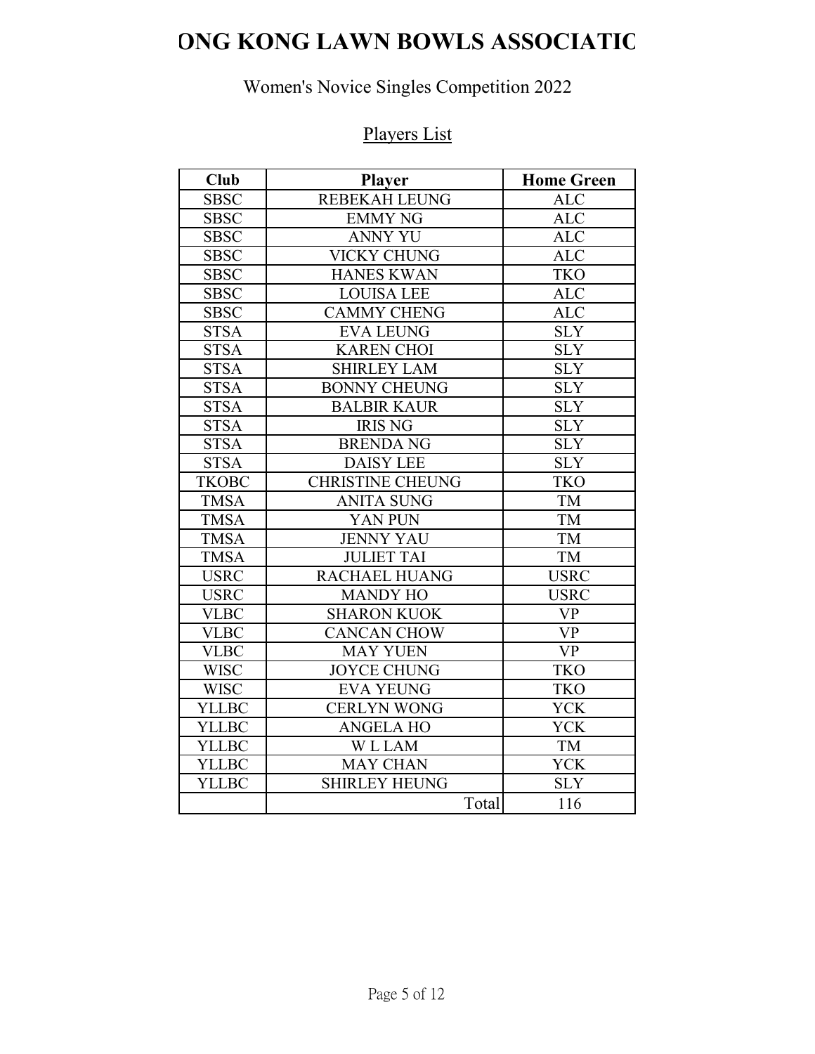# ONG KONG LAWN BOWLS ASSOCIATIC

Women's Novice Singles Competition 2022

Players List

| Club | Player | Home Green |
|---|---|---|
| SBSC | REBEKAH LEUNG | ALC |
| SBSC | EMMY NG | ALC |
| SBSC | ANNY YU | ALC |
| SBSC | VICKY CHUNG | ALC |
| SBSC | HANES KWAN | TKO |
| SBSC | LOUISA LEE | ALC |
| SBSC | CAMMY CHENG | ALC |
| STSA | EVA LEUNG | SLY |
| STSA | KAREN CHOI | SLY |
| STSA | SHIRLEY LAM | SLY |
| STSA | BONNY CHEUNG | SLY |
| STSA | BALBIR KAUR | SLY |
| STSA | IRIS NG | SLY |
| STSA | BRENDA NG | SLY |
| STSA | DAISY LEE | SLY |
| TKOBC | CHRISTINE CHEUNG | TKO |
| TMSA | ANITA SUNG | TM |
| TMSA | YAN PUN | TM |
| TMSA | JENNY YAU | TM |
| TMSA | JULIET TAI | TM |
| USRC | RACHAEL HUANG | USRC |
| USRC | MANDY HO | USRC |
| VLBC | SHARON KUOK | VP |
| VLBC | CANCAN CHOW | VP |
| VLBC | MAY YUEN | VP |
| WISC | JOYCE CHUNG | TKO |
| WISC | EVA YEUNG | TKO |
| YLLBC | CERLYN WONG | YCK |
| YLLBC | ANGELA HO | YCK |
| YLLBC | W L LAM | TM |
| YLLBC | MAY CHAN | YCK |
| YLLBC | SHIRLEY HEUNG | SLY |
| | Total | 116 |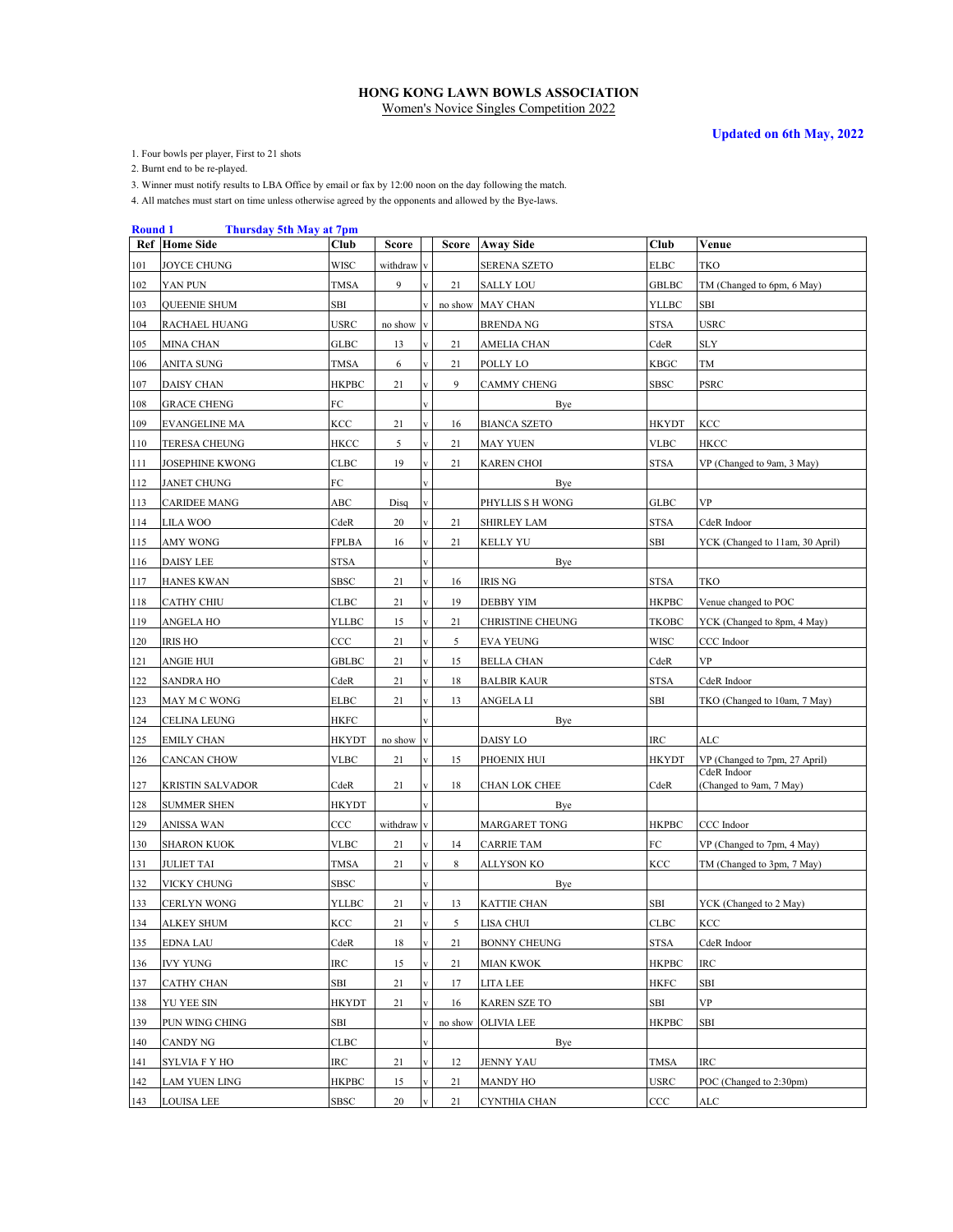**HONG KONG LAWN BOWLS ASSOCIATION**

Women's Novice Singles Competition 2022

**Updated on 6th May, 2022**

1. Four bowls per player, First to 21 shots
2. Burnt end to be re-played.
3. Winner must notify results to LBA Office by email or fax by 12:00 noon on the day following the match.
4. All matches must start on time unless otherwise agreed by the opponents and allowed by the Bye-laws.

**Round 1 Thursday 5th May at 7pm**

| Ref | Home Side | Club | Score | | Score | Away Side | Club | Venue |
|---|---|---|---|---|---|---|---|---|
| 101 | JOYCE CHUNG | WISC | withdraw | v | | SERENA SZETO | ELBC | TKO |
| 102 | YAN PUN | TMSA | 9 | v | 21 | SALLY LOU | GBLBC | TM (Changed to 6pm, 6 May) |
| 103 | QUEENIE SHUM | SBI | | v | no show | MAY CHAN | YLLBC | SBI |
| 104 | RACHAEL HUANG | USRC | no show | v | | BRENDA NG | STSA | USRC |
| 105 | MINA CHAN | GLBC | 13 | v | 21 | AMELIA CHAN | CdeR | SLY |
| 106 | ANITA SUNG | TMSA | 6 | v | 21 | POLLY LO | KBGC | TM |
| 107 | DAISY CHAN | HKPBC | 21 | v | 9 | CAMMY CHENG | SBSC | PSRC |
| 108 | GRACE CHENG | FC | | v | | Bye | | |
| 109 | EVANGELINE MA | KCC | 21 | v | 16 | BIANCA SZETO | HKYDT | KCC |
| 110 | TERESA CHEUNG | HKCC | 5 | v | 21 | MAY YUEN | VLBC | HKCC |
| 111 | JOSEPHINE KWONG | CLBC | 19 | v | 21 | KAREN CHOI | STSA | VP (Changed to 9am, 3 May) |
| 112 | JANET CHUNG | FC | | v | | Bye | | |
| 113 | CARIDEE MANG | ABC | Disq | v | | PHYLLIS S H WONG | GLBC | VP |
| 114 | LILA WOO | CdeR | 20 | v | 21 | SHIRLEY LAM | STSA | CdeR Indoor |
| 115 | AMY WONG | FPLBA | 16 | v | 21 | KELLY YU | SBI | YCK (Changed to 11am, 30 April) |
| 116 | DAISY LEE | STSA | | v | | Bye | | |
| 117 | HANES KWAN | SBSC | 21 | v | 16 | IRIS NG | STSA | TKO |
| 118 | CATHY CHIU | CLBC | 21 | v | 19 | DEBBY YIM | HKPBC | Venue changed to POC |
| 119 | ANGELA HO | YLLBC | 15 | v | 21 | CHRISTINE CHEUNG | TKOBC | YCK (Changed to 8pm, 4 May) |
| 120 | IRIS HO | CCC | 21 | v | 5 | EVA YEUNG | WISC | CCC Indoor |
| 121 | ANGIE HUI | GBLBC | 21 | v | 15 | BELLA CHAN | CdeR | VP |
| 122 | SANDRA HO | CdeR | 21 | v | 18 | BALBIR KAUR | STSA | CdeR Indoor |
| 123 | MAY M C WONG | ELBC | 21 | v | 13 | ANGELA LI | SBI | TKO (Changed to 10am, 7 May) |
| 124 | CELINA LEUNG | HKFC | | v | | Bye | | |
| 125 | EMILY CHAN | HKYDT | no show | v | | DAISY LO | IRC | ALC |
| 126 | CANCAN CHOW | VLBC | 21 | v | 15 | PHOENIX HUI | HKYDT | VP (Changed to 7pm, 27 April) |
| 127 | KRISTIN SALVADOR | CdeR | 21 | v | 18 | CHAN LOK CHEE | CdeR | CdeR Indoor (Changed to 9am, 7 May) |
| 128 | SUMMER SHEN | HKYDT | | v | | Bye | | |
| 129 | ANISSA WAN | CCC | withdraw | v | | MARGARET TONG | HKPBC | CCC Indoor |
| 130 | SHARON KUOK | VLBC | 21 | v | 14 | CARRIE TAM | FC | VP (Changed to 7pm, 4 May) |
| 131 | JULIET TAI | TMSA | 21 | v | 8 | ALLYSON KO | KCC | TM (Changed to 3pm, 7 May) |
| 132 | VICKY CHUNG | SBSC | | v | | Bye | | |
| 133 | CERLYN WONG | YLLBC | 21 | v | 13 | KATTIE CHAN | SBI | YCK (Changed to 2 May) |
| 134 | ALKEY SHUM | KCC | 21 | v | 5 | LISA CHUI | CLBC | KCC |
| 135 | EDNA LAU | CdeR | 18 | v | 21 | BONNY CHEUNG | STSA | CdeR Indoor |
| 136 | IVY YUNG | IRC | 15 | v | 21 | MIAN KWOK | HKPBC | IRC |
| 137 | CATHY CHAN | SBI | 21 | v | 17 | LITA LEE | HKFC | SBI |
| 138 | YU YEE SIN | HKYDT | 21 | v | 16 | KAREN SZE TO | SBI | VP |
| 139 | PUN WING CHING | SBI | | v | no show | OLIVIA LEE | HKPBC | SBI |
| 140 | CANDY NG | CLBC | | v | | Bye | | |
| 141 | SYLVIA F Y HO | IRC | 21 | v | 12 | JENNY YAU | TMSA | IRC |
| 142 | LAM YUEN LING | HKPBC | 15 | v | 21 | MANDY HO | USRC | POC (Changed to 2:30pm) |
| 143 | LOUISA LEE | SBSC | 20 | v | 21 | CYNTHIA CHAN | CCC | ALC |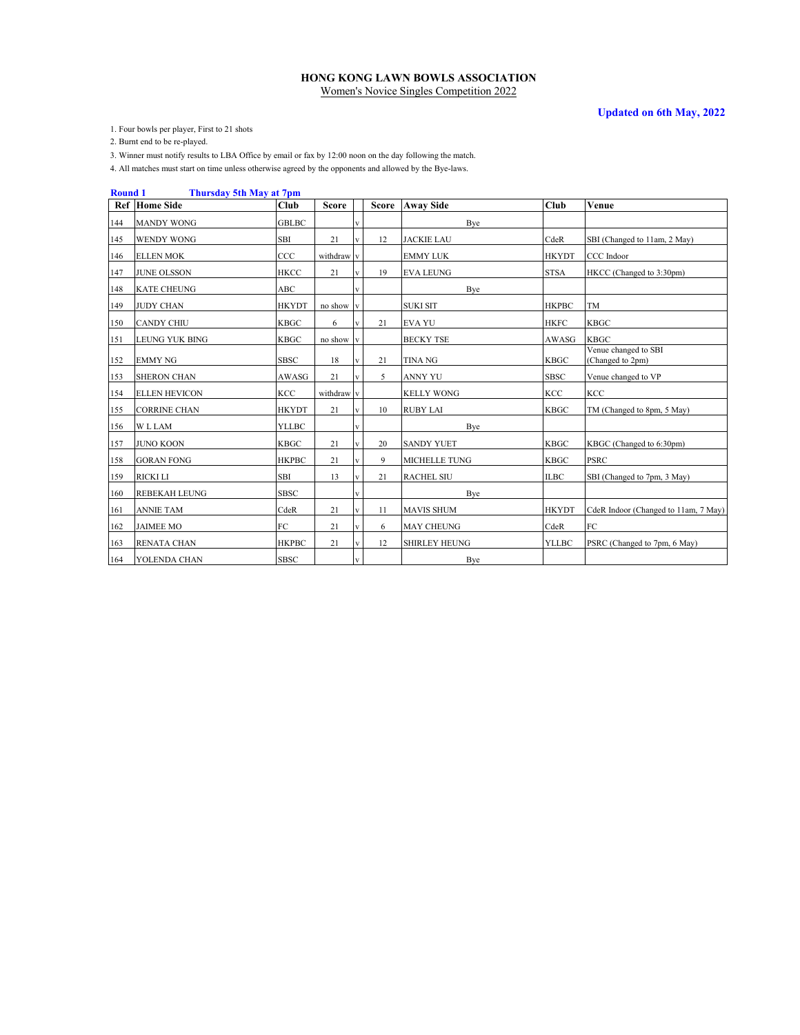**HONG KONG LAWN BOWLS ASSOCIATION**

Women's Novice Singles Competition 2022

**Updated on 6th May, 2022**

1. Four bowls per player, First to 21 shots
2. Burnt end to be re-played.
3. Winner must notify results to LBA Office by email or fax by 12:00 noon on the day following the match.
4. All matches must start on time unless otherwise agreed by the opponents and allowed by the Bye-laws.

**Round 1 Thursday 5th May at 7pm**

| Ref | Home Side | Club | Score | | Score | Away Side | Club | Venue |
|---|---|---|---|---|---|---|---|---|
| 144 | MANDY WONG | GBLBC | | v | | Bye | | |
| 145 | WENDY WONG | SBI | 21 | v | 12 | JACKIE LAU | CdeR | SBI (Changed to 11am, 2 May) |
| 146 | ELLEN MOK | CCC | withdraw | v | | EMMY LUK | HKYDT | CCC Indoor |
| 147 | JUNE OLSSON | HKCC | 21 | v | 19 | EVA LEUNG | STSA | HKCC (Changed to 3:30pm) |
| 148 | KATE CHEUNG | ABC | | v | | Bye | | |
| 149 | JUDY CHAN | HKYDT | no show | v | | SUKI SIT | HKPBC | TM |
| 150 | CANDY CHIU | KBGC | 6 | v | 21 | EVA YU | HKFC | KBGC |
| 151 | LEUNG YUK BING | KBGC | no show | v | | BECKY TSE | AWASG | KBGC |
| 152 | EMMY NG | SBSC | 18 | v | 21 | TINA NG | KBGC | Venue changed to SBI (Changed to 2pm) |
| 153 | SHERON CHAN | AWASG | 21 | v | 5 | ANNY YU | SBSC | Venue changed to VP |
| 154 | ELLEN HEVICON | KCC | withdraw | v | | KELLY WONG | KCC | KCC |
| 155 | CORRINE CHAN | HKYDT | 21 | v | 10 | RUBY LAI | KBGC | TM (Changed to 8pm, 5 May) |
| 156 | W L LAM | YLLBC | | v | | Bye | | |
| 157 | JUNO KOON | KBGC | 21 | v | 20 | SANDY YUET | KBGC | KBGC (Changed to 6:30pm) |
| 158 | GORAN FONG | HKPBC | 21 | v | 9 | MICHELLE TUNG | KBGC | PSRC |
| 159 | RICKI LI | SBI | 13 | v | 21 | RACHEL SIU | ILBC | SBI (Changed to 7pm, 3 May) |
| 160 | REBEKAH LEUNG | SBSC | | v | | Bye | | |
| 161 | ANNIE TAM | CdeR | 21 | v | 11 | MAVIS SHUM | HKYDT | CdeR Indoor (Changed to 11am, 7 May) |
| 162 | JAIMEE MO | FC | 21 | v | 6 | MAY CHEUNG | CdeR | FC |
| 163 | RENATA CHAN | HKPBC | 21 | v | 12 | SHIRLEY HEUNG | YLLBC | PSRC (Changed to 7pm, 6 May) |
| 164 | YOLENDA CHAN | SBSC | | v | | Bye | | |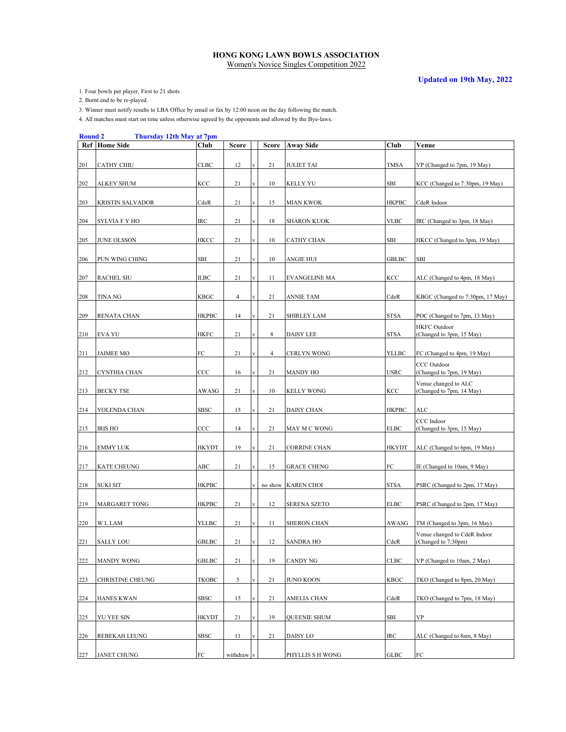**HONG KONG LAWN BOWLS ASSOCIATION**

Women's Novice Singles Competition 2022

**Updated on 19th May, 2022**

1. Four bowls per player, First to 21 shots
2. Burnt end to be re-played.
3. Winner must notify results to LBA Office by email or fax by 12:00 noon on the day following the match.
4. All matches must start on time unless otherwise agreed by the opponents and allowed by the Bye-laws.

**Round 2 Thursday 12th May at 7pm**

| Ref | Home Side | Club | Score | | Score | Away Side | Club | Venue |
|---|---|---|---|---|---|---|---|---|
| 201 | CATHY CHIU | CLBC | 12 | v | 21 | JULIET TAI | TMSA | VP (Changed to 7pm, 19 May) |
| 202 | ALKEY SHUM | KCC | 21 | v | 10 | KELLY YU | SBI | KCC (Changed to 7:30pm, 19 May) |
| 203 | KRISTIN SALVADOR | CdeR | 21 | v | 15 | MIAN KWOK | HKPBC | CdeR Indoor |
| 204 | SYLVIA F Y HO | IRC | 21 | v | 18 | SHARON KUOK | VLBC | IRC (Changed to 3pm, 18 May) |
| 205 | JUNE OLSSON | HKCC | 21 | v | 10 | CATHY CHAN | SBI | HKCC (Changed to 3pm, 19 May) |
| 206 | PUN WING CHING | SBI | 21 | v | 10 | ANGIE HUI | GBLBC | SBI |
| 207 | RACHEL SIU | ILBC | 21 | v | 11 | EVANGELINE MA | KCC | ALC (Changed to 4pm, 18 May) |
| 208 | TINA NG | KBGC | 4 | v | 21 | ANNIE TAM | CdeR | KBGC (Changed to 7:30pm, 17 May) |
| 209 | RENATA CHAN | HKPBC | 14 | v | 21 | SHIRLEY LAM | STSA | POC (Changed to 7pm, 13 May) |
| 210 | EVA YU | HKFC | 21 | v | 8 | DAISY LEE | STSA | HKFC Outdoor (Changed to 3pm, 15 May) |
| 211 | JAIMEE MO | FC | 21 | v | 4 | CERLYN WONG | YLLBC | FC (Changed to 4pm, 19 May) |
| 212 | CYNTHIA CHAN | CCC | 16 | v | 21 | MANDY HO | USRC | CCC Outdoor (Changed to 7pm, 19 May) |
| 213 | BECKY TSE | AWASG | 21 | v | 10 | KELLY WONG | KCC | Venue changed to ALC (Changed to 7pm, 14 May) |
| 214 | YOLENDA CHAN | SBSC | 15 | v | 21 | DAISY CHAN | HKPBC | ALC |
| 215 | IRIS HO | CCC | 14 | v | 21 | MAY M C WONG | ELBC | CCC Indoor (Changed to 3pm, 15 May) |
| 216 | EMMY LUK | HKYDT | 19 | v | 21 | CORRINE CHAN | HKYDT | ALC (Changed to 6pm, 19 May) |
| 217 | KATE CHEUNG | ABC | 21 | v | 15 | GRACE CHENG | FC | IE (Changed to 10am, 9 May) |
| 218 | SUKI SIT | HKPBC | | v | no show | KAREN CHOI | STSA | PSRC (Changed to 2pm, 17 May) |
| 219 | MARGARET TONG | HKPBC | 21 | v | 12 | SERENA SZETO | ELBC | PSRC (Changed to 2pm, 17 May) |
| 220 | W L LAM | YLLBC | 21 | v | 11 | SHERON CHAN | AWASG | TM (Changed to 3pm, 16 May) |
| 221 | SALLY LOU | GBLBC | 21 | v | 12 | SANDRA HO | CdeR | Venue changed to CdeR Indoor (Changed to 7:30pm) |
| 222 | MANDY WONG | GBLBC | 21 | v | 19 | CANDY NG | CLBC | VP (Changed to 10am, 2 May) |
| 223 | CHRISTINE CHEUNG | TKOBC | 5 | v | 21 | JUNO KOON | KBGC | TKO (Changed to 8pm, 20 May) |
| 224 | HANES KWAN | SBSC | 15 | v | 21 | AMELIA CHAN | CdeR | TKO (Changed to 7pm, 18 May) |
| 225 | YU YEE SIN | HKYDT | 21 | v | 19 | QUEENIE SHUM | SBI | VP |
| 226 | REBEKAH LEUNG | SBSC | 11 | v | 21 | DAISY LO | IRC | ALC (Changed to 8am, 8 May) |
| 227 | JANET CHUNG | FC | withdraw | v | | PHYLLIS S H WONG | GLBC | FC |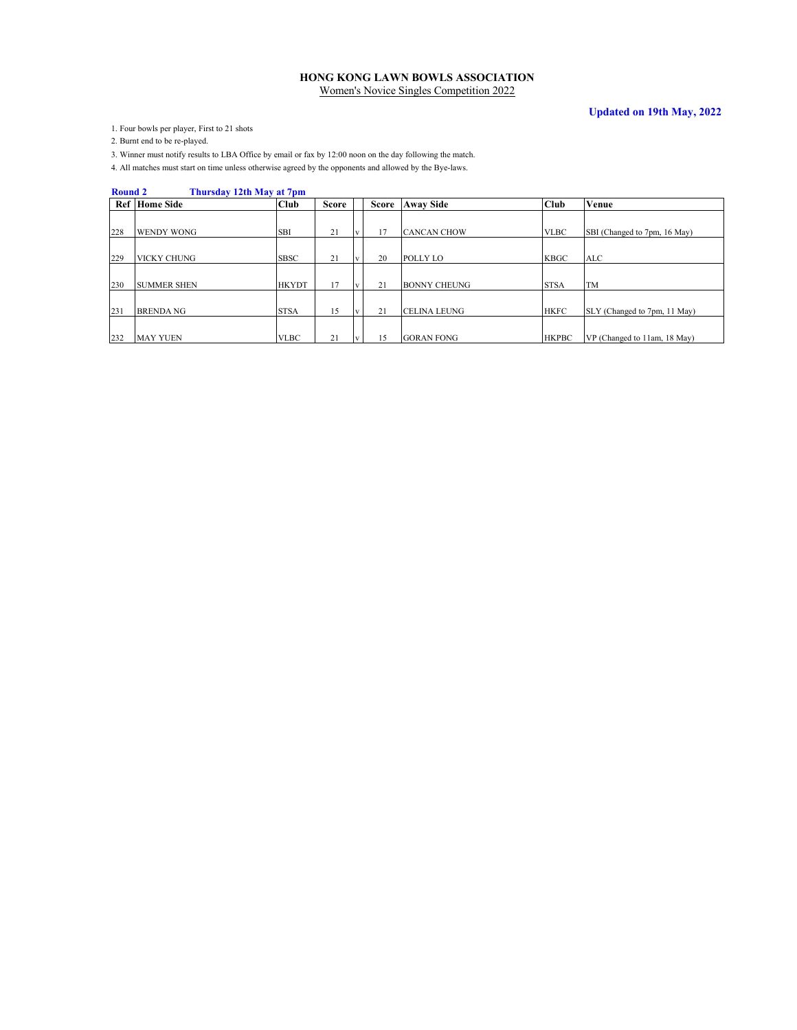**HONG KONG LAWN BOWLS ASSOCIATION**

Women's Novice Singles Competition 2022

**Updated on 19th May, 2022**

1. Four bowls per player, First to 21 shots
2. Burnt end to be re-played.
3. Winner must notify results to LBA Office by email or fax by 12:00 noon on the day following the match.
4. All matches must start on time unless otherwise agreed by the opponents and allowed by the Bye-laws.

**Round 2** **Thursday 12th May at 7pm**

| Ref | Home Side | Club | Score | | Score | Away Side | Club | Venue |
|---|---|---|---|---|---|---|---|---|
| 228 | WENDY WONG | SBI | 21 | v | 17 | CANCAN CHOW | VLBC | SBI (Changed to 7pm, 16 May) |
| 229 | VICKY CHUNG | SBSC | 21 | v | 20 | POLLY LO | KBGC | ALC |
| 230 | SUMMER SHEN | HKYDT | 17 | v | 21 | BONNY CHEUNG | STSA | TM |
| 231 | BRENDA NG | STSA | 15 | v | 21 | CELINA LEUNG | HKFC | SLY (Changed to 7pm, 11 May) |
| 232 | MAY YUEN | VLBC | 21 | v | 15 | GORAN FONG | HKPBC | VP (Changed to 11am, 18 May) |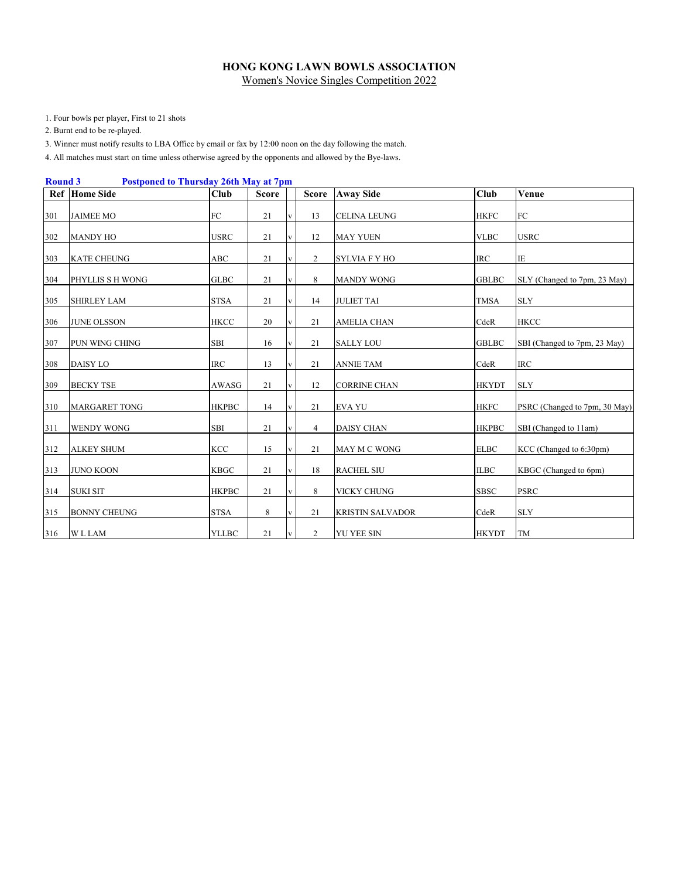# HONG KONG LAWN BOWLS ASSOCIATION

Women's Novice Singles Competition 2022

1. Four bowls per player, First to 21 shots
2. Burnt end to be re-played.
3. Winner must notify results to LBA Office by email or fax by 12:00 noon on the day following the match.
4. All matches must start on time unless otherwise agreed by the opponents and allowed by the Bye-laws.

**Round 3** **Postponed to Thursday 26th May at 7pm**

| Ref | Home Side | Club | Score | | Score | Away Side | Club | Venue |
|---|---|---|---|---|---|---|---|---|
| 301 | JAIMEE MO | FC | 21 | v | 13 | CELINA LEUNG | HKFC | FC |
| 302 | MANDY HO | USRC | 21 | v | 12 | MAY YUEN | VLBC | USRC |
| 303 | KATE CHEUNG | ABC | 21 | v | 2 | SYLVIA F Y HO | IRC | IE |
| 304 | PHYLLIS S H WONG | GLBC | 21 | v | 8 | MANDY WONG | GBLBC | SLY (Changed to 7pm, 23 May) |
| 305 | SHIRLEY LAM | STSA | 21 | v | 14 | JULIET TAI | TMSA | SLY |
| 306 | JUNE OLSSON | HKCC | 20 | v | 21 | AMELIA CHAN | CdeR | HKCC |
| 307 | PUN WING CHING | SBI | 16 | v | 21 | SALLY LOU | GBLBC | SBI (Changed to 7pm, 23 May) |
| 308 | DAISY LO | IRC | 13 | v | 21 | ANNIE TAM | CdeR | IRC |
| 309 | BECKY TSE | AWASG | 21 | v | 12 | CORRINE CHAN | HKYDT | SLY |
| 310 | MARGARET TONG | HKPBC | 14 | v | 21 | EVA YU | HKFC | PSRC (Changed to 7pm, 30 May) |
| 311 | WENDY WONG | SBI | 21 | v | 4 | DAISY CHAN | HKPBC | SBI (Changed to 11am) |
| 312 | ALKEY SHUM | KCC | 15 | v | 21 | MAY M C WONG | ELBC | KCC (Changed to 6:30pm) |
| 313 | JUNO KOON | KBGC | 21 | v | 18 | RACHEL SIU | ILBC | KBGC (Changed to 6pm) |
| 314 | SUKI SIT | HKPBC | 21 | v | 8 | VICKY CHUNG | SBSC | PSRC |
| 315 | BONNY CHEUNG | STSA | 8 | v | 21 | KRISTIN SALVADOR | CdeR | SLY |
| 316 | W L LAM | YLLBC | 21 | v | 2 | YU YEE SIN | HKYDT | TM |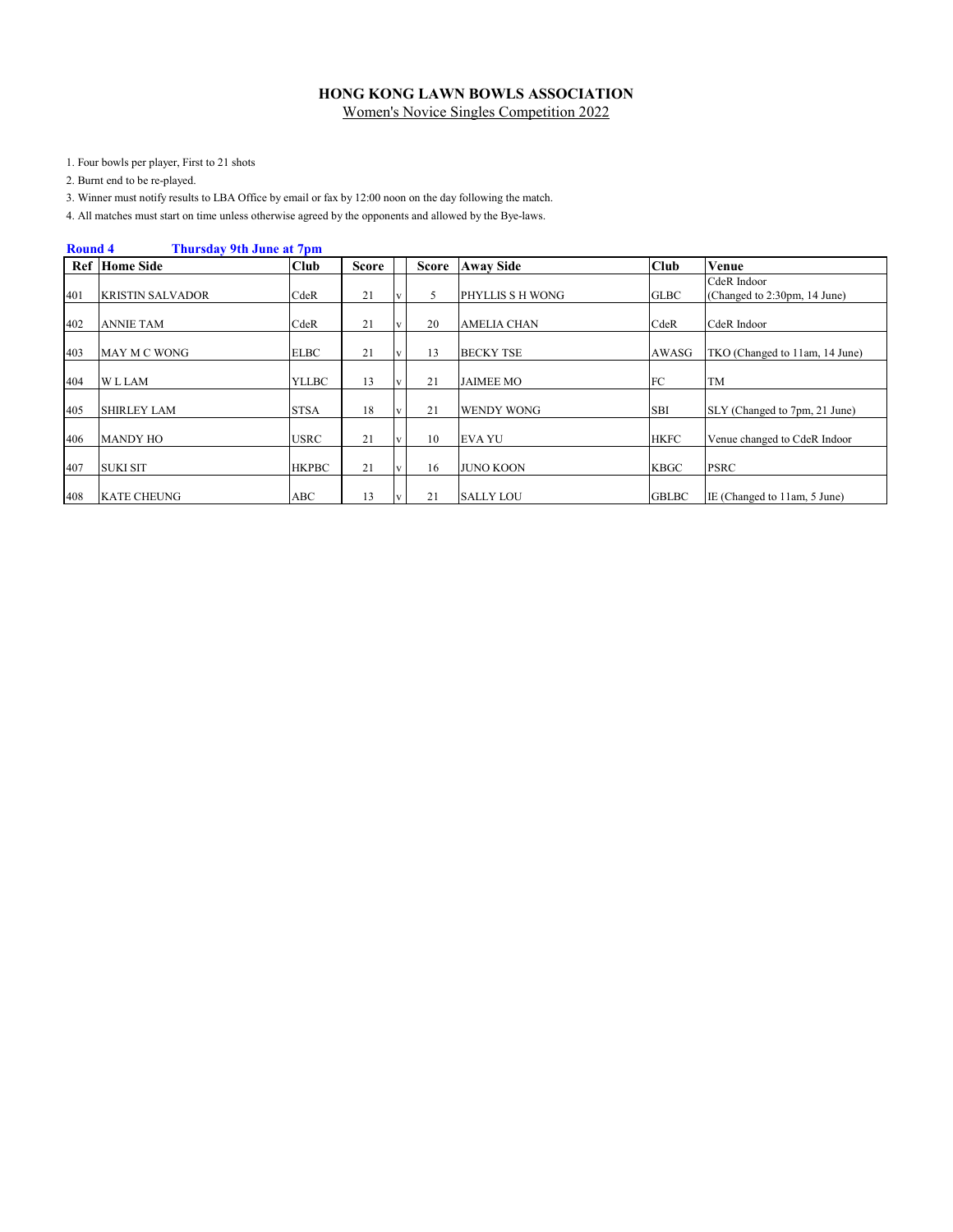**HONG KONG LAWN BOWLS ASSOCIATION**

Women's Novice Singles Competition 2022

1. Four bowls per player, First to 21 shots
2. Burnt end to be re-played.
3. Winner must notify results to LBA Office by email or fax by 12:00 noon on the day following the match.
4. All matches must start on time unless otherwise agreed by the opponents and allowed by the Bye-laws.

**Round 4 Thursday 9th June at 7pm**

| Ref | Home Side | Club | Score | | Score | Away Side | Club | Venue |
|---|---|---|---|---|---|---|---|---|
| 401 | KRISTIN SALVADOR | CdeR | 21 | v | 5 | PHYLLIS S H WONG | GLBC | CdeR Indoor (Changed to 2:30pm, 14 June) |
| 402 | ANNIE TAM | CdeR | 21 | v | 20 | AMELIA CHAN | CdeR | CdeR Indoor |
| 403 | MAY M C WONG | ELBC | 21 | v | 13 | BECKY TSE | AWASG | TKO (Changed to 11am, 14 June) |
| 404 | W L LAM | YLLBC | 13 | v | 21 | JAIMEE MO | FC | TM |
| 405 | SHIRLEY LAM | STSA | 18 | v | 21 | WENDY WONG | SBI | SLY (Changed to 7pm, 21 June) |
| 406 | MANDY HO | USRC | 21 | v | 10 | EVA YU | HKFC | Venue changed to CdeR Indoor |
| 407 | SUKI SIT | HKPBC | 21 | v | 16 | JUNO KOON | KBGC | PSRC |
| 408 | KATE CHEUNG | ABC | 13 | v | 21 | SALLY LOU | GBLBC | IE (Changed to 11am, 5 June) |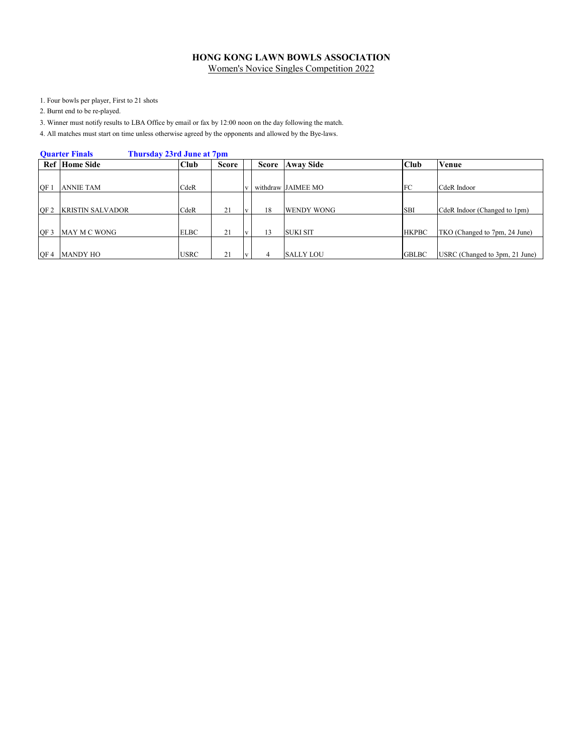# HONG KONG LAWN BOWLS ASSOCIATION

Women's Novice Singles Competition 2022

1. Four bowls per player, First to 21 shots
2. Burnt end to be re-played.
3. Winner must notify results to LBA Office by email or fax by 12:00 noon on the day following the match.
4. All matches must start on time unless otherwise agreed by the opponents and allowed by the Bye-laws.

**Quarter Finals** **Thursday 23rd June at 7pm**

| Ref | Home Side | Club | Score | | Score | Away Side | Club | Venue |
|---|---|---|---|---|---|---|---|---|
| QF 1 | ANNIE TAM | CdeR | | v | withdraw | JAIMEE MO | FC | CdeR Indoor |
| QF 2 | KRISTIN SALVADOR | CdeR | 21 | v | 18 | WENDY WONG | SBI | CdeR Indoor (Changed to 1pm) |
| QF 3 | MAY M C WONG | ELBC | 21 | v | 13 | SUKI SIT | HKPBC | TKO (Changed to 7pm, 24 June) |
| QF 4 | MANDY HO | USRC | 21 | v | 4 | SALLY LOU | GBLBC | USRC (Changed to 3pm, 21 June) |